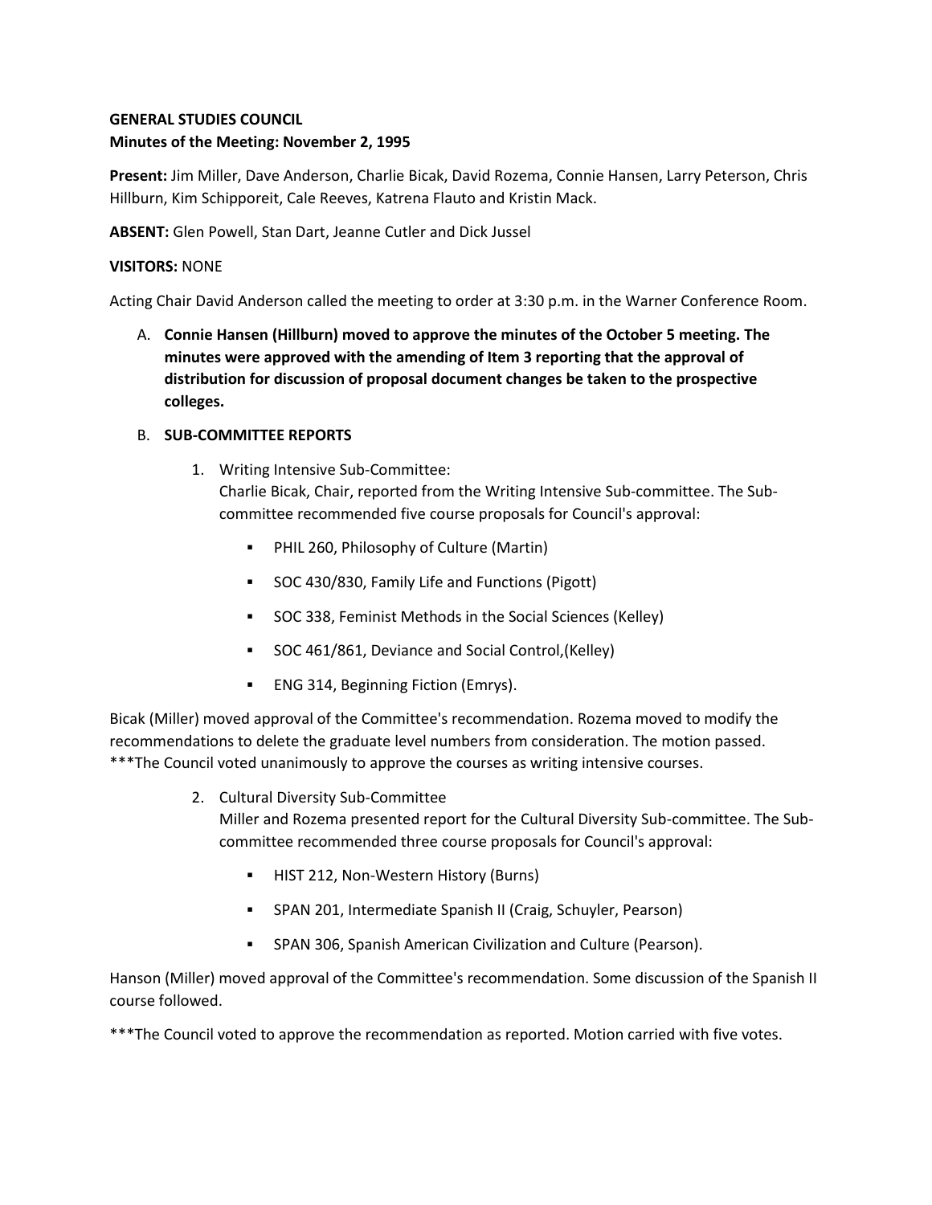**GENERAL STUDIES COUNCIL**
**Minutes of the Meeting: November 2, 1995**

**Present:** Jim Miller, Dave Anderson, Charlie Bicak, David Rozema, Connie Hansen, Larry Peterson, Chris Hillburn, Kim Schipporeit, Cale Reeves, Katrena Flauto and Kristin Mack.

**ABSENT:** Glen Powell, Stan Dart, Jeanne Cutler and Dick Jussel

**VISITORS:** NONE

Acting Chair David Anderson called the meeting to order at 3:30 p.m. in the Warner Conference Room.

A. **Connie Hansen (Hillburn) moved to approve the minutes of the October 5 meeting. The minutes were approved with the amending of Item 3 reporting that the approval of distribution for discussion of proposal document changes be taken to the prospective colleges.**

B. **SUB-COMMITTEE REPORTS**

1. Writing Intensive Sub-Committee:
Charlie Bicak, Chair, reported from the Writing Intensive Sub-committee. The Sub-committee recommended five course proposals for Council's approval:

   - PHIL 260, Philosophy of Culture (Martin)
   - SOC 430/830, Family Life and Functions (Pigott)
   - SOC 338, Feminist Methods in the Social Sciences (Kelley)
   - SOC 461/861, Deviance and Social Control,(Kelley)
   - ENG 314, Beginning Fiction (Emrys).

Bicak (Miller) moved approval of the Committee's recommendation. Rozema moved to modify the recommendations to delete the graduate level numbers from consideration. The motion passed.
***The Council voted unanimously to approve the courses as writing intensive courses.

2. Cultural Diversity Sub-Committee
Miller and Rozema presented report for the Cultural Diversity Sub-committee. The Sub-committee recommended three course proposals for Council's approval:

   - HIST 212, Non-Western History (Burns)
   - SPAN 201, Intermediate Spanish II (Craig, Schuyler, Pearson)
   - SPAN 306, Spanish American Civilization and Culture (Pearson).

Hanson (Miller) moved approval of the Committee's recommendation. Some discussion of the Spanish II course followed.

***The Council voted to approve the recommendation as reported. Motion carried with five votes.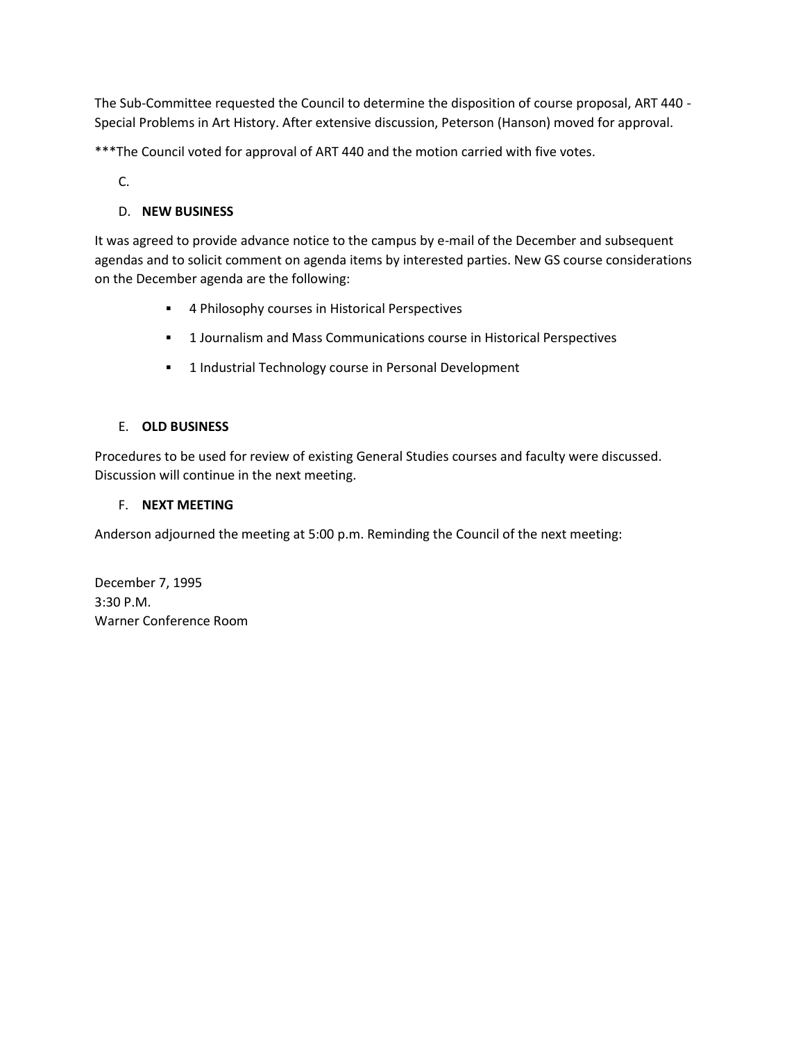The Sub-Committee requested the Council to determine the disposition of course proposal, ART 440 - Special Problems in Art History. After extensive discussion, Peterson (Hanson) moved for approval.

***The Council voted for approval of ART 440 and the motion carried with five votes.

C.

D. **NEW BUSINESS**

It was agreed to provide advance notice to the campus by e-mail of the December and subsequent agendas and to solicit comment on agenda items by interested parties. New GS course considerations on the December agenda are the following:

- 4 Philosophy courses in Historical Perspectives
- 1 Journalism and Mass Communications course in Historical Perspectives
- 1 Industrial Technology course in Personal Development

E. **OLD BUSINESS**

Procedures to be used for review of existing General Studies courses and faculty were discussed. Discussion will continue in the next meeting.

F. **NEXT MEETING**

Anderson adjourned the meeting at 5:00 p.m. Reminding the Council of the next meeting:

December 7, 1995
3:30 P.M.
Warner Conference Room